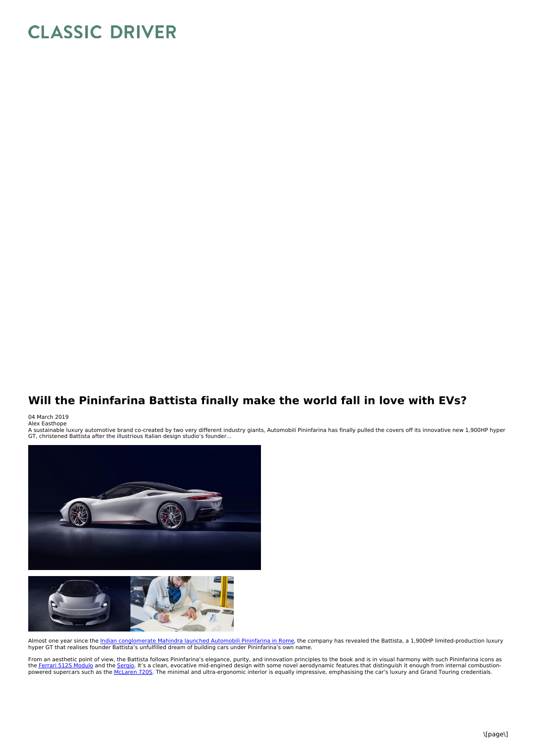# CLASSIC DRIVER

## Will the Pininfarina Battista finally make the world fall in love with EVs?

04 March 2019
Alex Easthope

A sustainable luxury automotive brand co-created by two very different industry giants, Automobili Pininfarina has finally pulled the covers off its innovative new 1,900HP hyper GT, christened Battista after the illustrious Italian design studio's founder...

Almost one year since the [Indian conglomerate Mahindra launched Automobili Pininfarina in Rome](), the company has revealed the Battista, a 1,900HP limited-production luxury hyper GT that realises founder Battista's unfulfilled dream of building cars under Pininfarina's own name.

From an aesthetic point of view, the Battista follows Pininfarina's elegance, purity, and innovation principles to the book and is in visual harmony with such Pininfarina icons as the [Ferrari 512S Modulo]() and the [Sergio](). It's a clean, evocative mid-engined design with some novel aerodynamic features that distinguish it enough from internal combustion-powered supercars such as the [McLaren 720S](). The minimal and ultra-ergonomic interior is equally impressive, emphasising the car's luxury and Grand Touring credentials.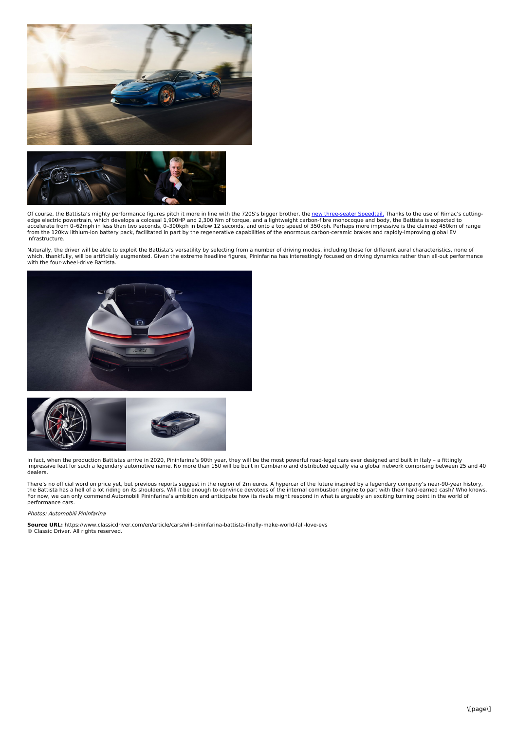Of course, the Battista's mighty performance figures pitch it more in line with the 720S's bigger brother, the [new three-seater Speedtail.](#) Thanks to the use of Rimac's cutting-edge electric powertrain, which develops a colossal 1,900HP and 2,300 Nm of torque, and a lightweight carbon-fibre monocoque and body, the Battista is expected to accelerate from 0–62mph in less than two seconds, 0–300kph in below 12 seconds, and onto a top speed of 350kph. Perhaps more impressive is the claimed 450km of range from the 120kw lithium-ion battery pack, facilitated in part by the regenerative capabilities of the enormous carbon-ceramic brakes and rapidly-improving global EV infrastructure.

Naturally, the driver will be able to exploit the Battista's versatility by selecting from a number of driving modes, including those for different aural characteristics, none of which, thankfully, will be artificially augmented. Given the extreme headline figures, Pininfarina has interestingly focused on driving dynamics rather than all-out performance with the four-wheel-drive Battista.

In fact, when the production Battistas arrive in 2020, Pininfarina's 90th year, they will be the most powerful road-legal cars ever designed and built in Italy – a fittingly impressive feat for such a legendary automotive name. No more than 150 will be built in Cambiano and distributed equally via a global network comprising between 25 and 40 dealers.

There's no official word on price yet, but previous reports suggest in the region of 2m euros. A hypercar of the future inspired by a legendary company's near-90-year history, the Battista has a hell of a lot riding on its shoulders. Will it be enough to convince devotees of the internal combustion engine to part with their hard-earned cash? Who knows. For now, we can only commend Automobili Pininfarina's ambition and anticipate how its rivals might respond in what is arguably an exciting turning point in the world of performance cars.

*Photos: Automobili Pininfarina*

**Source URL:** https://www.classicdriver.com/en/article/cars/will-pininfarina-battista-finally-make-world-fall-love-evs
© Classic Driver. All rights reserved.